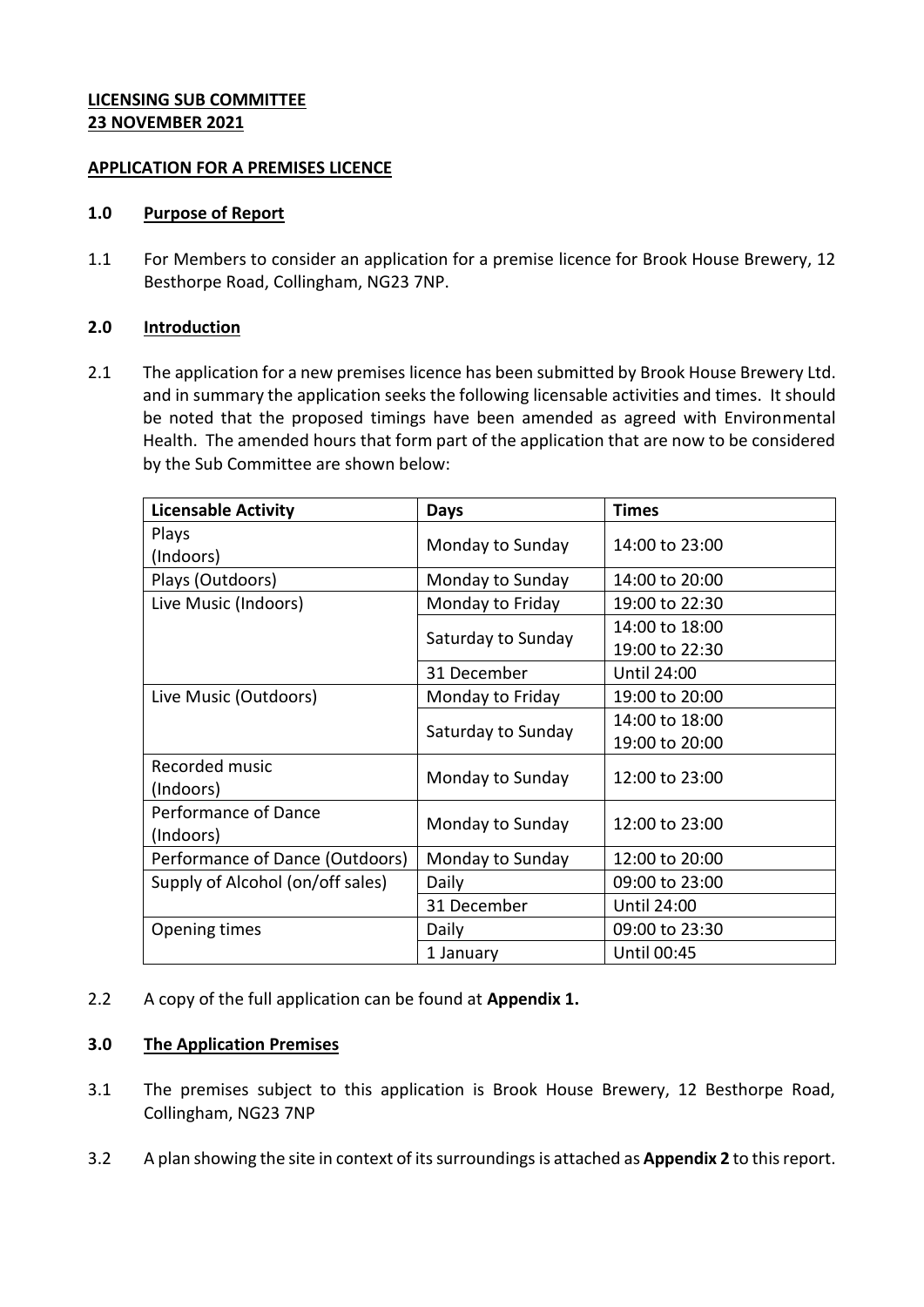**LICENSING SUB COMMITTEE**
**23 NOVEMBER 2021**

**APPLICATION FOR A PREMISES LICENCE**

## 1.0 Purpose of Report

1.1 For Members to consider an application for a premise licence for Brook House Brewery, 12 Besthorpe Road, Collingham, NG23 7NP.

## 2.0 Introduction

2.1 The application for a new premises licence has been submitted by Brook House Brewery Ltd. and in summary the application seeks the following licensable activities and times. It should be noted that the proposed timings have been amended as agreed with Environmental Health. The amended hours that form part of the application that are now to be considered by the Sub Committee are shown below:

| Licensable Activity | Days | Times |
|---|---|---|
| Plays (Indoors) | Monday to Sunday | 14:00 to 23:00 |
| Plays (Outdoors) | Monday to Sunday | 14:00 to 20:00 |
| Live Music (Indoors) | Monday to Friday | 19:00 to 22:30 |
| | Saturday to Sunday | 14:00 to 18:00<br>19:00 to 22:30 |
| | 31 December | Until 24:00 |
| Live Music (Outdoors) | Monday to Friday | 19:00 to 20:00 |
| | Saturday to Sunday | 14:00 to 18:00<br>19:00 to 20:00 |
| Recorded music (Indoors) | Monday to Sunday | 12:00 to 23:00 |
| Performance of Dance (Indoors) | Monday to Sunday | 12:00 to 23:00 |
| Performance of Dance (Outdoors) | Monday to Sunday | 12:00 to 20:00 |
| Supply of Alcohol (on/off sales) | Daily | 09:00 to 23:00 |
| | 31 December | Until 24:00 |
| Opening times | Daily | 09:00 to 23:30 |
| | 1 January | Until 00:45 |

2.2 A copy of the full application can be found at **Appendix 1.**

## 3.0 The Application Premises

3.1 The premises subject to this application is Brook House Brewery, 12 Besthorpe Road, Collingham, NG23 7NP

3.2 A plan showing the site in context of its surroundings is attached as **Appendix 2** to this report.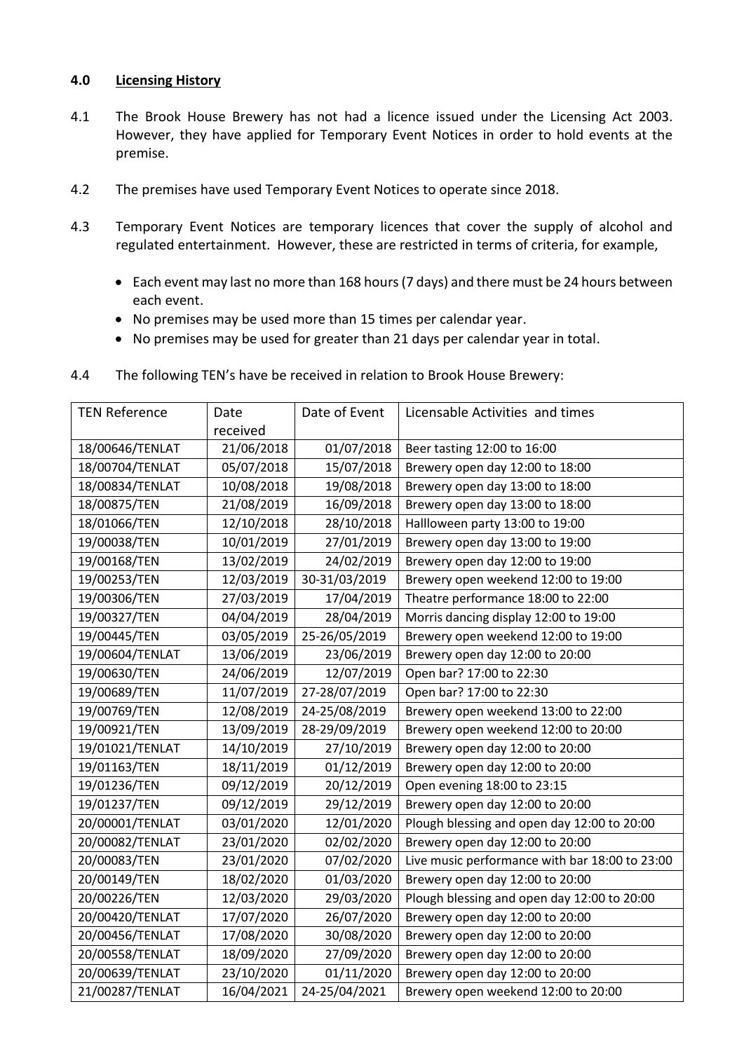## 4.0 Licensing History

4.1 The Brook House Brewery has not had a licence issued under the Licensing Act 2003. However, they have applied for Temporary Event Notices in order to hold events at the premise.

4.2 The premises have used Temporary Event Notices to operate since 2018.

4.3 Temporary Event Notices are temporary licences that cover the supply of alcohol and regulated entertainment. However, these are restricted in terms of criteria, for example,

- Each event may last no more than 168 hours (7 days) and there must be 24 hours between each event.
- No premises may be used more than 15 times per calendar year.
- No premises may be used for greater than 21 days per calendar year in total.

4.4 The following TEN's have be received in relation to Brook House Brewery:

| TEN Reference | Date received | Date of Event | Licensable Activities and times |
|---|---|---|---|
| 18/00646/TENLAT | 21/06/2018 | 01/07/2018 | Beer tasting 12:00 to 16:00 |
| 18/00704/TENLAT | 05/07/2018 | 15/07/2018 | Brewery open day 12:00 to 18:00 |
| 18/00834/TENLAT | 10/08/2018 | 19/08/2018 | Brewery open day 13:00 to 18:00 |
| 18/00875/TEN | 21/08/2019 | 16/09/2018 | Brewery open day 13:00 to 18:00 |
| 18/01066/TEN | 12/10/2018 | 28/10/2018 | Hallloween party 13:00 to 19:00 |
| 19/00038/TEN | 10/01/2019 | 27/01/2019 | Brewery open day 13:00 to 19:00 |
| 19/00168/TEN | 13/02/2019 | 24/02/2019 | Brewery open day 12:00 to 19:00 |
| 19/00253/TEN | 12/03/2019 | 30-31/03/2019 | Brewery open weekend 12:00 to 19:00 |
| 19/00306/TEN | 27/03/2019 | 17/04/2019 | Theatre performance 18:00 to 22:00 |
| 19/00327/TEN | 04/04/2019 | 28/04/2019 | Morris dancing display 12:00 to 19:00 |
| 19/00445/TEN | 03/05/2019 | 25-26/05/2019 | Brewery open weekend 12:00 to 19:00 |
| 19/00604/TENLAT | 13/06/2019 | 23/06/2019 | Brewery open day 12:00 to 20:00 |
| 19/00630/TEN | 24/06/2019 | 12/07/2019 | Open bar? 17:00 to 22:30 |
| 19/00689/TEN | 11/07/2019 | 27-28/07/2019 | Open bar? 17:00 to 22:30 |
| 19/00769/TEN | 12/08/2019 | 24-25/08/2019 | Brewery open weekend 13:00 to 22:00 |
| 19/00921/TEN | 13/09/2019 | 28-29/09/2019 | Brewery open weekend 12:00 to 20:00 |
| 19/01021/TENLAT | 14/10/2019 | 27/10/2019 | Brewery open day 12:00 to 20:00 |
| 19/01163/TEN | 18/11/2019 | 01/12/2019 | Brewery open day 12:00 to 20:00 |
| 19/01236/TEN | 09/12/2019 | 20/12/2019 | Open evening 18:00 to 23:15 |
| 19/01237/TEN | 09/12/2019 | 29/12/2019 | Brewery open day 12:00 to 20:00 |
| 20/00001/TENLAT | 03/01/2020 | 12/01/2020 | Plough blessing and open day 12:00 to 20:00 |
| 20/00082/TENLAT | 23/01/2020 | 02/02/2020 | Brewery open day 12:00 to 20:00 |
| 20/00083/TEN | 23/01/2020 | 07/02/2020 | Live music performance with bar 18:00 to 23:00 |
| 20/00149/TEN | 18/02/2020 | 01/03/2020 | Brewery open day 12:00 to 20:00 |
| 20/00226/TEN | 12/03/2020 | 29/03/2020 | Plough blessing and open day 12:00 to 20:00 |
| 20/00420/TENLAT | 17/07/2020 | 26/07/2020 | Brewery open day 12:00 to 20:00 |
| 20/00456/TENLAT | 17/08/2020 | 30/08/2020 | Brewery open day 12:00 to 20:00 |
| 20/00558/TENLAT | 18/09/2020 | 27/09/2020 | Brewery open day 12:00 to 20:00 |
| 20/00639/TENLAT | 23/10/2020 | 01/11/2020 | Brewery open day 12:00 to 20:00 |
| 21/00287/TENLAT | 16/04/2021 | 24-25/04/2021 | Brewery open weekend 12:00 to 20:00 |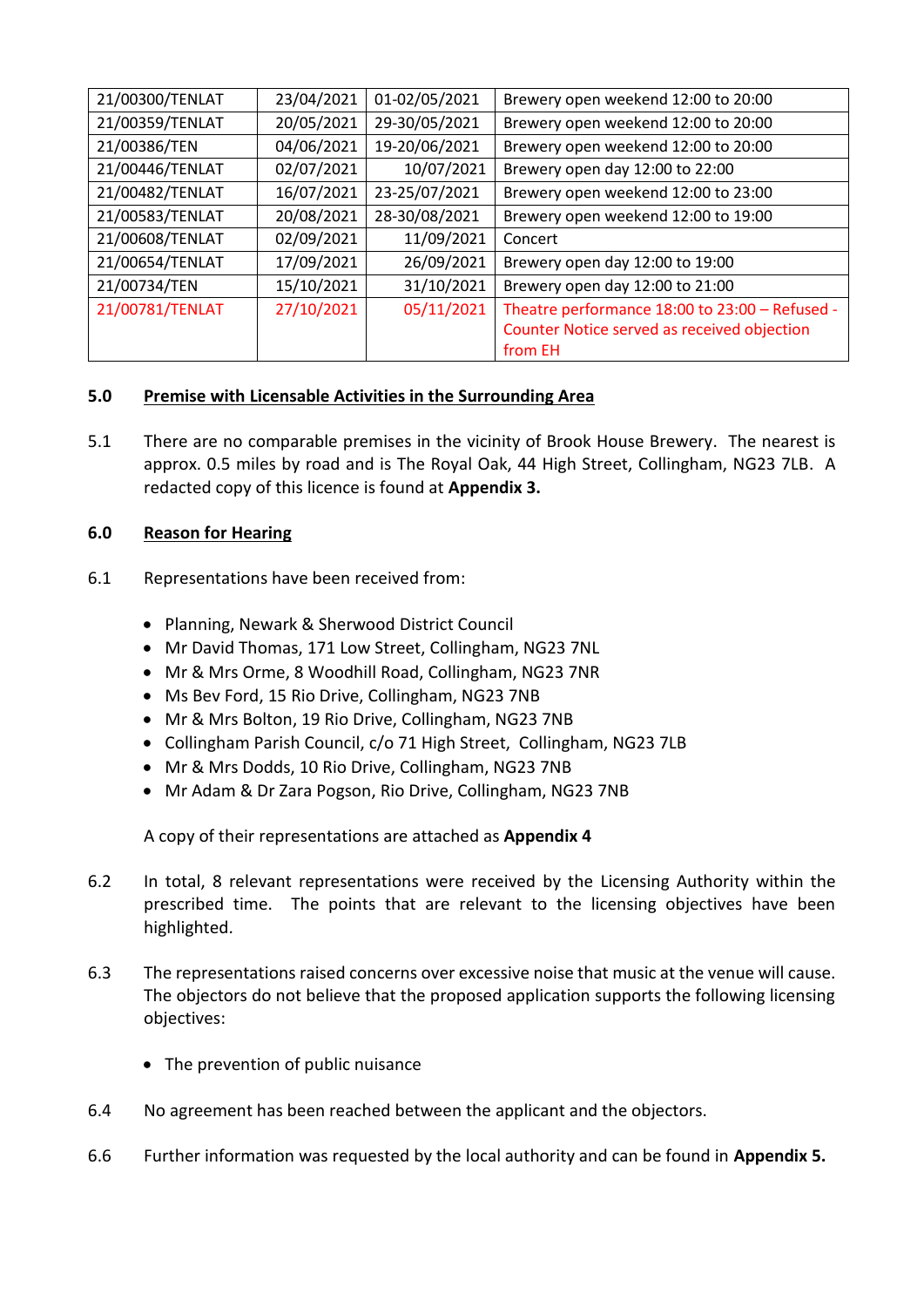| | | | |
|---|---|---|---|
| 21/00300/TENLAT | 23/04/2021 | 01-02/05/2021 | Brewery open weekend 12:00 to 20:00 |
| 21/00359/TENLAT | 20/05/2021 | 29-30/05/2021 | Brewery open weekend 12:00 to 20:00 |
| 21/00386/TEN | 04/06/2021 | 19-20/06/2021 | Brewery open weekend 12:00 to 20:00 |
| 21/00446/TENLAT | 02/07/2021 | 10/07/2021 | Brewery open day 12:00 to 22:00 |
| 21/00482/TENLAT | 16/07/2021 | 23-25/07/2021 | Brewery open weekend 12:00 to 23:00 |
| 21/00583/TENLAT | 20/08/2021 | 28-30/08/2021 | Brewery open weekend 12:00 to 19:00 |
| 21/00608/TENLAT | 02/09/2021 | 11/09/2021 | Concert |
| 21/00654/TENLAT | 17/09/2021 | 26/09/2021 | Brewery open day 12:00 to 19:00 |
| 21/00734/TEN | 15/10/2021 | 31/10/2021 | Brewery open day 12:00 to 21:00 |
| 21/00781/TENLAT | 27/10/2021 | 05/11/2021 | Theatre performance 18:00 to 23:00 – Refused - Counter Notice served as received objection from EH |

## 5.0 Premise with Licensable Activities in the Surrounding Area

5.1 There are no comparable premises in the vicinity of Brook House Brewery. The nearest is approx. 0.5 miles by road and is The Royal Oak, 44 High Street, Collingham, NG23 7LB. A redacted copy of this licence is found at **Appendix 3.**

## 6.0 Reason for Hearing

6.1 Representations have been received from:

- Planning, Newark & Sherwood District Council
- Mr David Thomas, 171 Low Street, Collingham, NG23 7NL
- Mr & Mrs Orme, 8 Woodhill Road, Collingham, NG23 7NR
- Ms Bev Ford, 15 Rio Drive, Collingham, NG23 7NB
- Mr & Mrs Bolton, 19 Rio Drive, Collingham, NG23 7NB
- Collingham Parish Council, c/o 71 High Street, Collingham, NG23 7LB
- Mr & Mrs Dodds, 10 Rio Drive, Collingham, NG23 7NB
- Mr Adam & Dr Zara Pogson, Rio Drive, Collingham, NG23 7NB

A copy of their representations are attached as **Appendix 4**

6.2 In total, 8 relevant representations were received by the Licensing Authority within the prescribed time. The points that are relevant to the licensing objectives have been highlighted.

6.3 The representations raised concerns over excessive noise that music at the venue will cause. The objectors do not believe that the proposed application supports the following licensing objectives:

- The prevention of public nuisance

6.4 No agreement has been reached between the applicant and the objectors.

6.6 Further information was requested by the local authority and can be found in **Appendix 5.**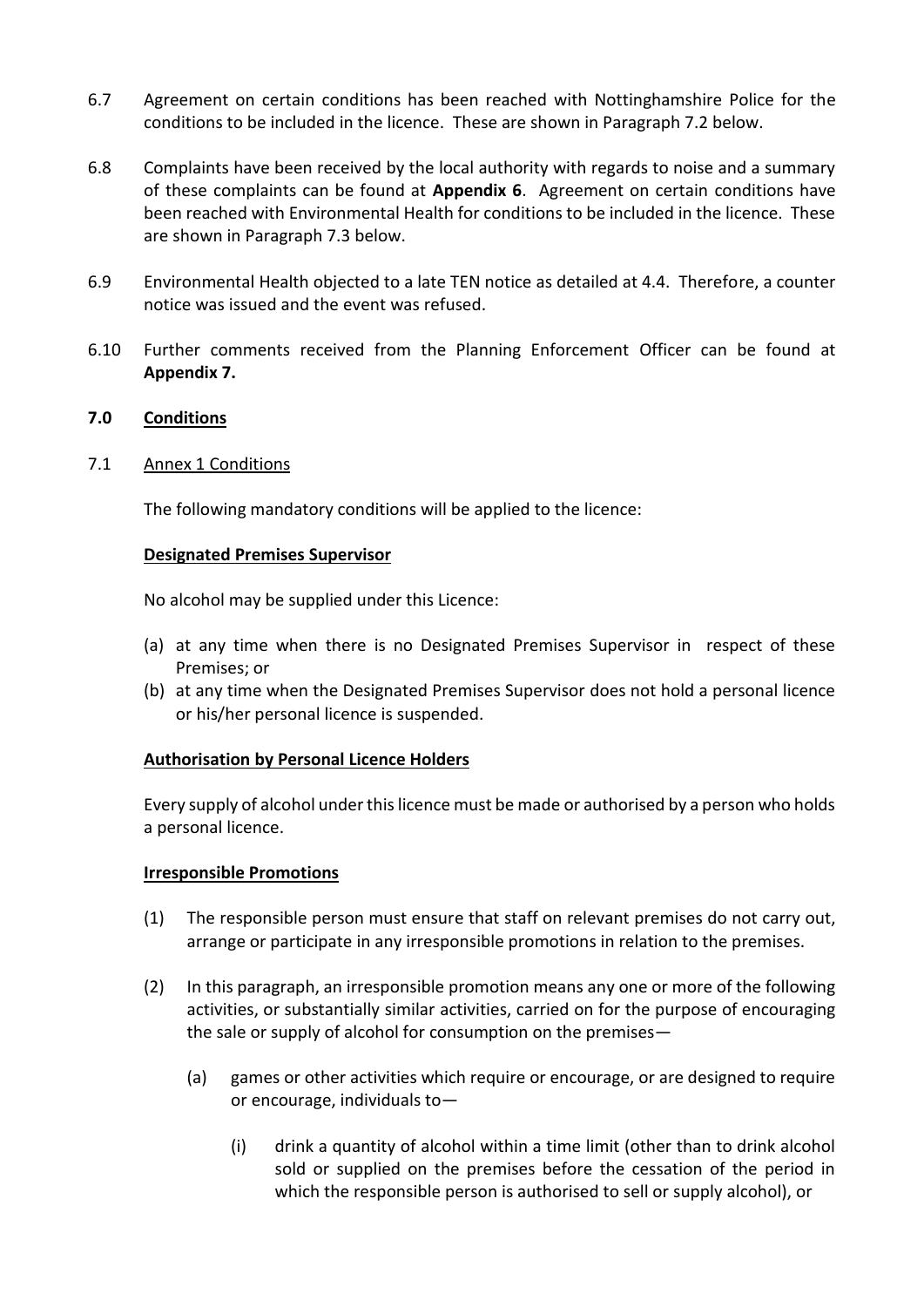6.7 Agreement on certain conditions has been reached with Nottinghamshire Police for the conditions to be included in the licence. These are shown in Paragraph 7.2 below.

6.8 Complaints have been received by the local authority with regards to noise and a summary of these complaints can be found at **Appendix 6**. Agreement on certain conditions have been reached with Environmental Health for conditions to be included in the licence. These are shown in Paragraph 7.3 below.

6.9 Environmental Health objected to a late TEN notice as detailed at 4.4. Therefore, a counter notice was issued and the event was refused.

6.10 Further comments received from the Planning Enforcement Officer can be found at **Appendix 7.**

## 7.0 Conditions

### 7.1 Annex 1 Conditions

The following mandatory conditions will be applied to the licence:

**Designated Premises Supervisor**

No alcohol may be supplied under this Licence:

(a) at any time when there is no Designated Premises Supervisor in respect of these Premises; or
(b) at any time when the Designated Premises Supervisor does not hold a personal licence or his/her personal licence is suspended.

**Authorisation by Personal Licence Holders**

Every supply of alcohol under this licence must be made or authorised by a person who holds a personal licence.

**Irresponsible Promotions**

(1) The responsible person must ensure that staff on relevant premises do not carry out, arrange or participate in any irresponsible promotions in relation to the premises.

(2) In this paragraph, an irresponsible promotion means any one or more of the following activities, or substantially similar activities, carried on for the purpose of encouraging the sale or supply of alcohol for consumption on the premises—

   (a) games or other activities which require or encourage, or are designed to require or encourage, individuals to—

      (i) drink a quantity of alcohol within a time limit (other than to drink alcohol sold or supplied on the premises before the cessation of the period in which the responsible person is authorised to sell or supply alcohol), or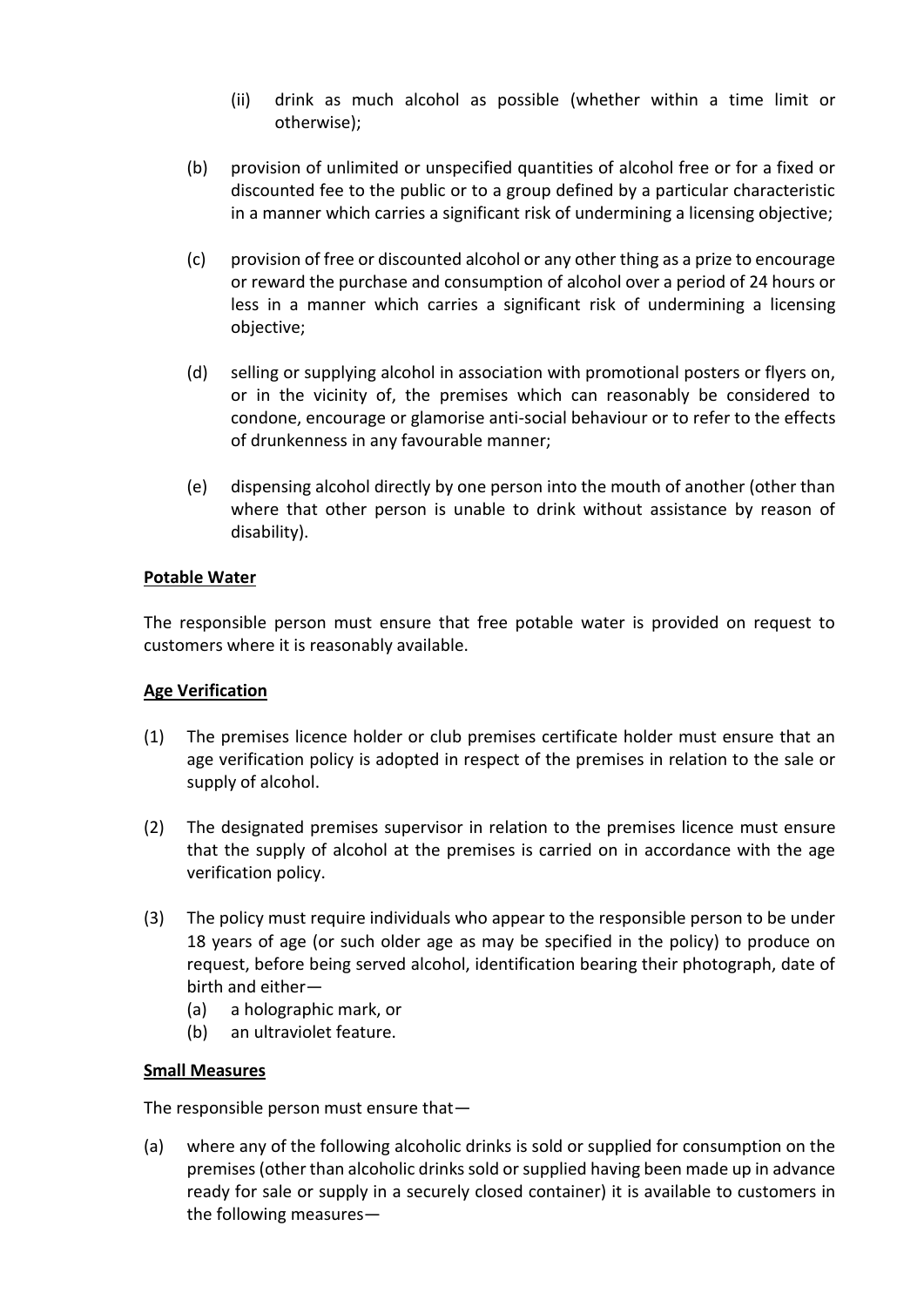(ii) drink as much alcohol as possible (whether within a time limit or otherwise);

(b) provision of unlimited or unspecified quantities of alcohol free or for a fixed or discounted fee to the public or to a group defined by a particular characteristic in a manner which carries a significant risk of undermining a licensing objective;

(c) provision of free or discounted alcohol or any other thing as a prize to encourage or reward the purchase and consumption of alcohol over a period of 24 hours or less in a manner which carries a significant risk of undermining a licensing objective;

(d) selling or supplying alcohol in association with promotional posters or flyers on, or in the vicinity of, the premises which can reasonably be considered to condone, encourage or glamorise anti-social behaviour or to refer to the effects of drunkenness in any favourable manner;

(e) dispensing alcohol directly by one person into the mouth of another (other than where that other person is unable to drink without assistance by reason of disability).

**Potable Water**

The responsible person must ensure that free potable water is provided on request to customers where it is reasonably available.

**Age Verification**

(1) The premises licence holder or club premises certificate holder must ensure that an age verification policy is adopted in respect of the premises in relation to the sale or supply of alcohol.

(2) The designated premises supervisor in relation to the premises licence must ensure that the supply of alcohol at the premises is carried on in accordance with the age verification policy.

(3) The policy must require individuals who appear to the responsible person to be under 18 years of age (or such older age as may be specified in the policy) to produce on request, before being served alcohol, identification bearing their photograph, date of birth and either—
   (a) a holographic mark, or
   (b) an ultraviolet feature.

**Small Measures**

The responsible person must ensure that—

(a) where any of the following alcoholic drinks is sold or supplied for consumption on the premises (other than alcoholic drinks sold or supplied having been made up in advance ready for sale or supply in a securely closed container) it is available to customers in the following measures—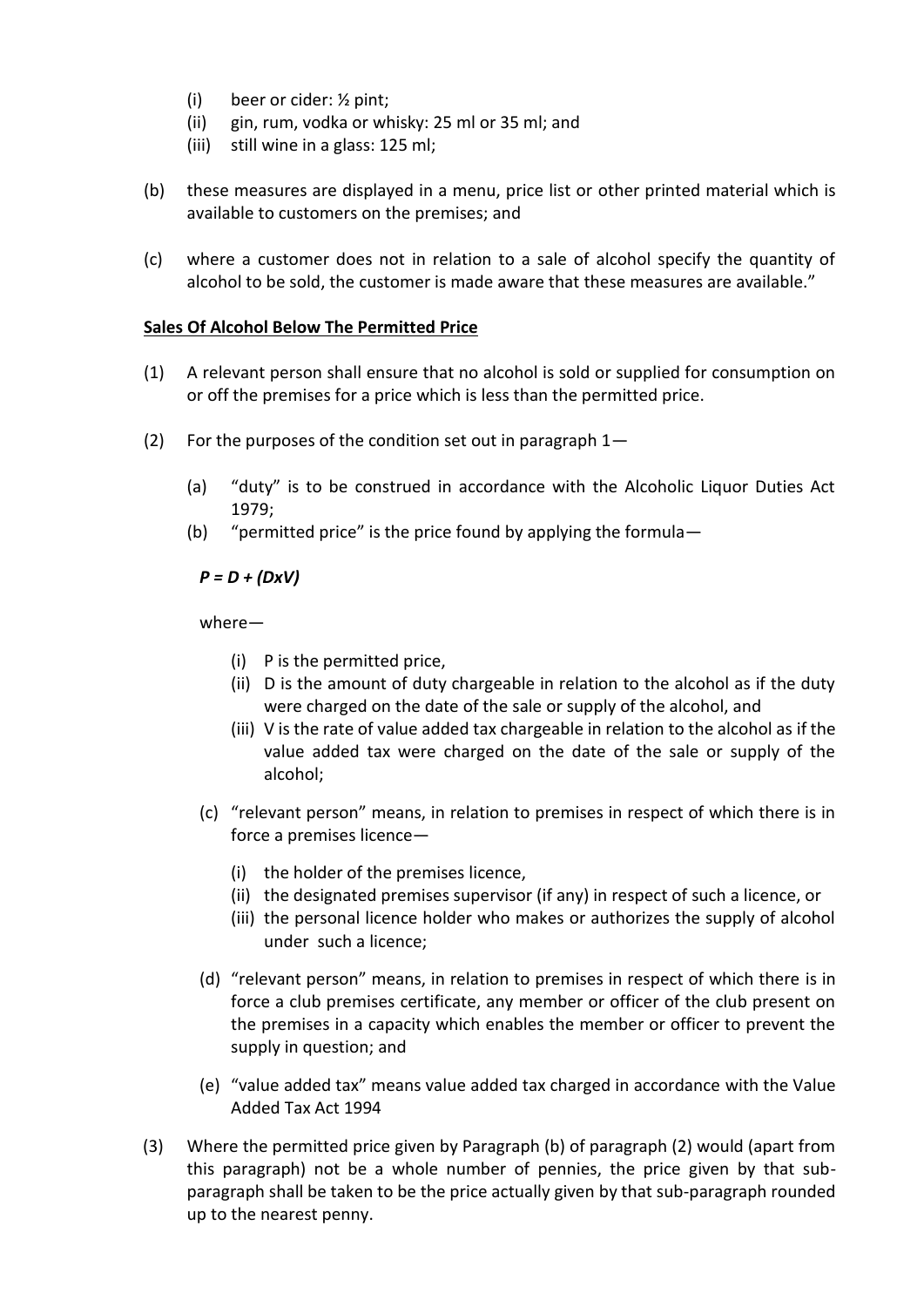(i) beer or cider: ½ pint;
(ii) gin, rum, vodka or whisky: 25 ml or 35 ml; and
(iii) still wine in a glass: 125 ml;

(b) these measures are displayed in a menu, price list or other printed material which is available to customers on the premises; and

(c) where a customer does not in relation to a sale of alcohol specify the quantity of alcohol to be sold, the customer is made aware that these measures are available."

**Sales Of Alcohol Below The Permitted Price**

(1) A relevant person shall ensure that no alcohol is sold or supplied for consumption on or off the premises for a price which is less than the permitted price.

(2) For the purposes of the condition set out in paragraph 1—

(a) "duty" is to be construed in accordance with the Alcoholic Liquor Duties Act 1979;

(b) "permitted price" is the price found by applying the formula—

$$P = D + (DxV)$$

where—

(i) P is the permitted price,
(ii) D is the amount of duty chargeable in relation to the alcohol as if the duty were charged on the date of the sale or supply of the alcohol, and
(iii) V is the rate of value added tax chargeable in relation to the alcohol as if the value added tax were charged on the date of the sale or supply of the alcohol;

(c) "relevant person" means, in relation to premises in respect of which there is in force a premises licence—

(i) the holder of the premises licence,
(ii) the designated premises supervisor (if any) in respect of such a licence, or
(iii) the personal licence holder who makes or authorizes the supply of alcohol under such a licence;

(d) "relevant person" means, in relation to premises in respect of which there is in force a club premises certificate, any member or officer of the club present on the premises in a capacity which enables the member or officer to prevent the supply in question; and

(e) "value added tax" means value added tax charged in accordance with the Value Added Tax Act 1994

(3) Where the permitted price given by Paragraph (b) of paragraph (2) would (apart from this paragraph) not be a whole number of pennies, the price given by that sub-paragraph shall be taken to be the price actually given by that sub-paragraph rounded up to the nearest penny.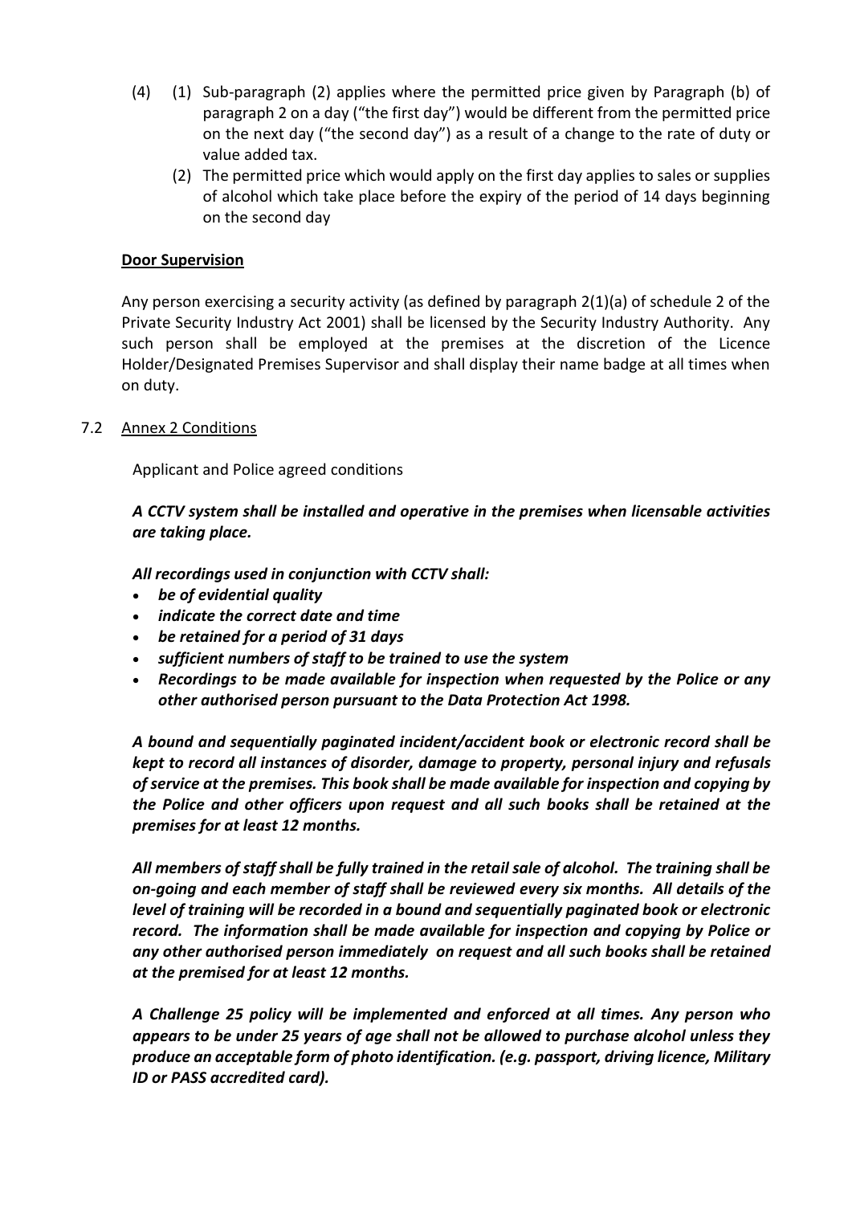(4) (1) Sub-paragraph (2) applies where the permitted price given by Paragraph (b) of paragraph 2 on a day ("the first day") would be different from the permitted price on the next day ("the second day") as a result of a change to the rate of duty or value added tax.

(2) The permitted price which would apply on the first day applies to sales or supplies of alcohol which take place before the expiry of the period of 14 days beginning on the second day

**Door Supervision**

Any person exercising a security activity (as defined by paragraph 2(1)(a) of schedule 2 of the Private Security Industry Act 2001) shall be licensed by the Security Industry Authority. Any such person shall be employed at the premises at the discretion of the Licence Holder/Designated Premises Supervisor and shall display their name badge at all times when on duty.

7.2 Annex 2 Conditions

Applicant and Police agreed conditions

***A CCTV system shall be installed and operative in the premises when licensable activities are taking place.***

***All recordings used in conjunction with CCTV shall:***

- ***be of evidential quality***
- ***indicate the correct date and time***
- ***be retained for a period of 31 days***
- ***sufficient numbers of staff to be trained to use the system***
- ***Recordings to be made available for inspection when requested by the Police or any other authorised person pursuant to the Data Protection Act 1998.***

***A bound and sequentially paginated incident/accident book or electronic record shall be kept to record all instances of disorder, damage to property, personal injury and refusals of service at the premises. This book shall be made available for inspection and copying by the Police and other officers upon request and all such books shall be retained at the premises for at least 12 months.***

***All members of staff shall be fully trained in the retail sale of alcohol. The training shall be on-going and each member of staff shall be reviewed every six months. All details of the level of training will be recorded in a bound and sequentially paginated book or electronic record. The information shall be made available for inspection and copying by Police or any other authorised person immediately on request and all such books shall be retained at the premised for at least 12 months.***

***A Challenge 25 policy will be implemented and enforced at all times. Any person who appears to be under 25 years of age shall not be allowed to purchase alcohol unless they produce an acceptable form of photo identification. (e.g. passport, driving licence, Military ID or PASS accredited card).***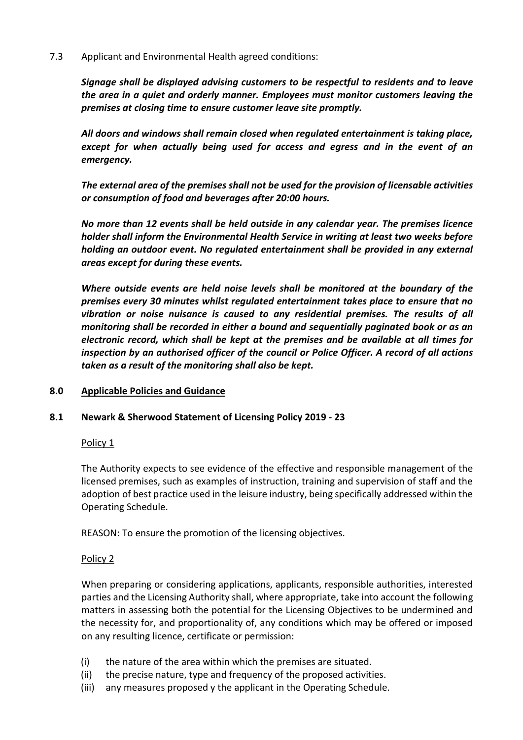7.3 Applicant and Environmental Health agreed conditions:

***Signage shall be displayed advising customers to be respectful to residents and to leave the area in a quiet and orderly manner. Employees must monitor customers leaving the premises at closing time to ensure customer leave site promptly.***

***All doors and windows shall remain closed when regulated entertainment is taking place, except for when actually being used for access and egress and in the event of an emergency.***

***The external area of the premises shall not be used for the provision of licensable activities or consumption of food and beverages after 20:00 hours.***

***No more than 12 events shall be held outside in any calendar year. The premises licence holder shall inform the Environmental Health Service in writing at least two weeks before holding an outdoor event. No regulated entertainment shall be provided in any external areas except for during these events.***

***Where outside events are held noise levels shall be monitored at the boundary of the premises every 30 minutes whilst regulated entertainment takes place to ensure that no vibration or noise nuisance is caused to any residential premises. The results of all monitoring shall be recorded in either a bound and sequentially paginated book or as an electronic record, which shall be kept at the premises and be available at all times for inspection by an authorised officer of the council or Police Officer. A record of all actions taken as a result of the monitoring shall also be kept.***

## 8.0 Applicable Policies and Guidance

### 8.1 Newark & Sherwood Statement of Licensing Policy 2019 - 23

Policy 1

The Authority expects to see evidence of the effective and responsible management of the licensed premises, such as examples of instruction, training and supervision of staff and the adoption of best practice used in the leisure industry, being specifically addressed within the Operating Schedule.

REASON: To ensure the promotion of the licensing objectives.

Policy 2

When preparing or considering applications, applicants, responsible authorities, interested parties and the Licensing Authority shall, where appropriate, take into account the following matters in assessing both the potential for the Licensing Objectives to be undermined and the necessity for, and proportionality of, any conditions which may be offered or imposed on any resulting licence, certificate or permission:

(i) the nature of the area within which the premises are situated.
(ii) the precise nature, type and frequency of the proposed activities.
(iii) any measures proposed y the applicant in the Operating Schedule.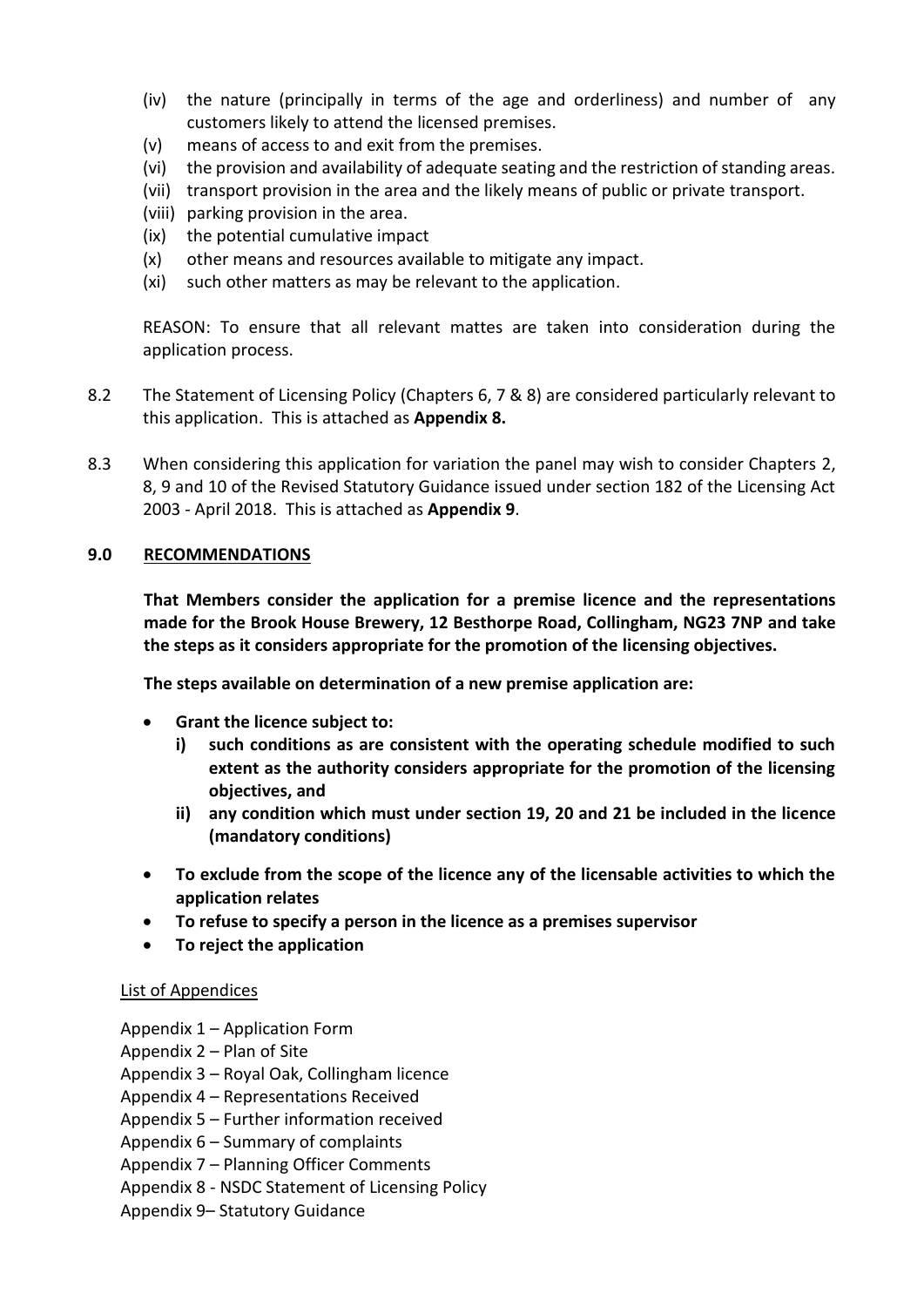(iv) the nature (principally in terms of the age and orderliness) and number of any customers likely to attend the licensed premises.
(v) means of access to and exit from the premises.
(vi) the provision and availability of adequate seating and the restriction of standing areas.
(vii) transport provision in the area and the likely means of public or private transport.
(viii) parking provision in the area.
(ix) the potential cumulative impact
(x) other means and resources available to mitigate any impact.
(xi) such other matters as may be relevant to the application.

REASON: To ensure that all relevant mattes are taken into consideration during the application process.

8.2 The Statement of Licensing Policy (Chapters 6, 7 & 8) are considered particularly relevant to this application. This is attached as **Appendix 8.**

8.3 When considering this application for variation the panel may wish to consider Chapters 2, 8, 9 and 10 of the Revised Statutory Guidance issued under section 182 of the Licensing Act 2003 - April 2018. This is attached as **Appendix 9**.

## 9.0 RECOMMENDATIONS

**That Members consider the application for a premise licence and the representations made for the Brook House Brewery, 12 Besthorpe Road, Collingham, NG23 7NP and take the steps as it considers appropriate for the promotion of the licensing objectives.**

**The steps available on determination of a new premise application are:**

- **Grant the licence subject to:**
  - **i) such conditions as are consistent with the operating schedule modified to such extent as the authority considers appropriate for the promotion of the licensing objectives, and**
  - **ii) any condition which must under section 19, 20 and 21 be included in the licence (mandatory conditions)**
- **To exclude from the scope of the licence any of the licensable activities to which the application relates**
- **To refuse to specify a person in the licence as a premises supervisor**
- **To reject the application**

List of Appendices

Appendix 1 – Application Form
Appendix 2 – Plan of Site
Appendix 3 – Royal Oak, Collingham licence
Appendix 4 – Representations Received
Appendix 5 – Further information received
Appendix 6 – Summary of complaints
Appendix 7 – Planning Officer Comments
Appendix 8 - NSDC Statement of Licensing Policy
Appendix 9– Statutory Guidance